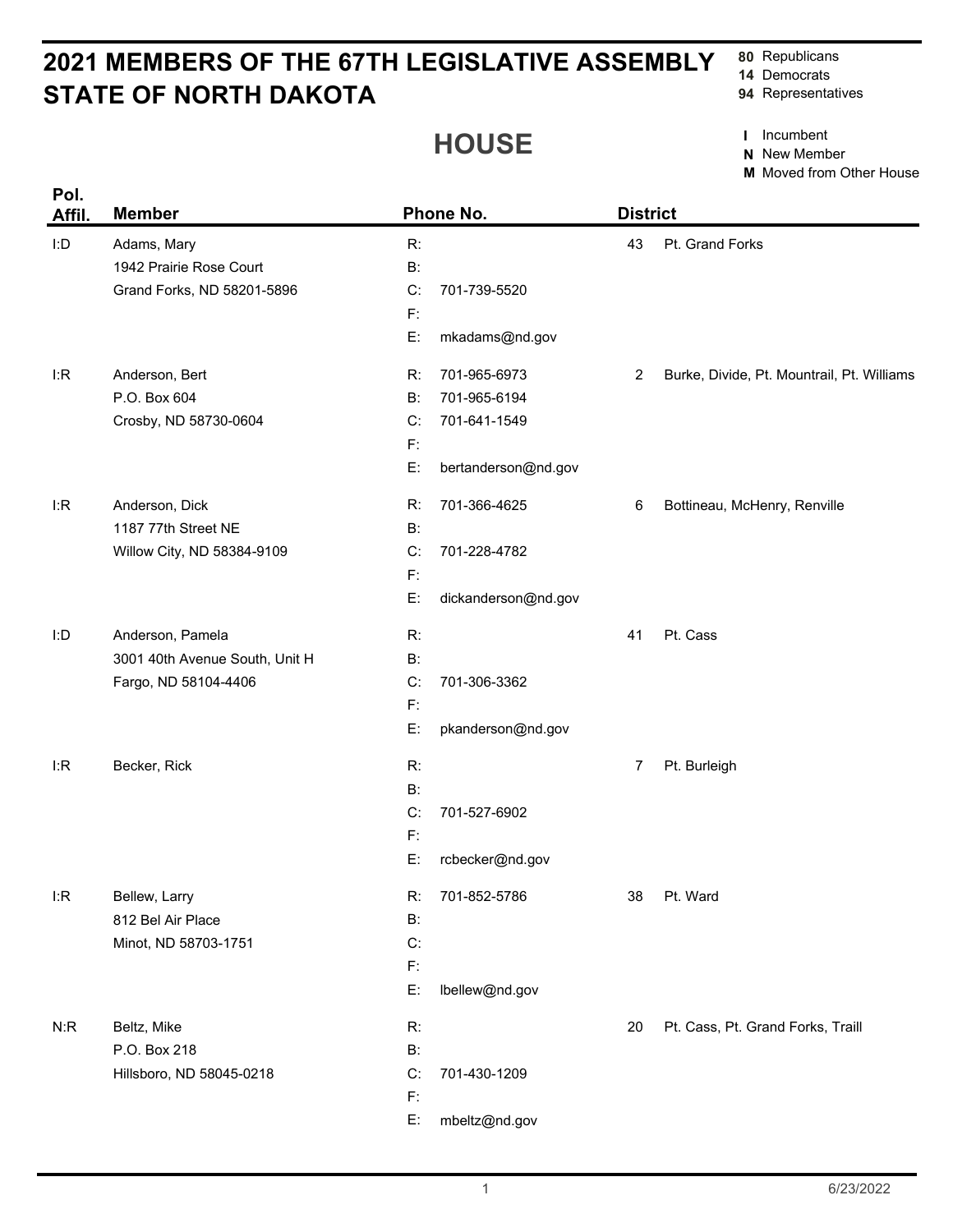# 2021 MEMBERS OF THE 67TH LEGISLATIVE ASSEMBLY STATE OF NORTH DAKOTA

**80** Republicans
**14** Democrats
**94** Representatives

## HOUSE

**I** Incumbent
**N** New Member
**M** Moved from Other House

| Pol. Affil. | Member | Phone No. | District | |
|---|---|---|---|---|
| I:D | Adams, Mary<br>1942 Prairie Rose Court<br>Grand Forks, ND 58201-5896 | R:<br>B:<br>C: 701-739-5520<br>F:<br>E: mkadams@nd.gov | 43 | Pt. Grand Forks |
| I:R | Anderson, Bert<br>P.O. Box 604<br>Crosby, ND 58730-0604 | R: 701-965-6973<br>B: 701-965-6194<br>C: 701-641-1549<br>F:<br>E: bertanderson@nd.gov | 2 | Burke, Divide, Pt. Mountrail, Pt. Williams |
| I:R | Anderson, Dick<br>1187 77th Street NE<br>Willow City, ND 58384-9109 | R: 701-366-4625<br>B:<br>C: 701-228-4782<br>F:<br>E: dickanderson@nd.gov | 6 | Bottineau, McHenry, Renville |
| I:D | Anderson, Pamela<br>3001 40th Avenue South, Unit H<br>Fargo, ND 58104-4406 | R:<br>B:<br>C: 701-306-3362<br>F:<br>E: pkanderson@nd.gov | 41 | Pt. Cass |
| I:R | Becker, Rick | R:<br>B:<br>C: 701-527-6902<br>F:<br>E: rcbecker@nd.gov | 7 | Pt. Burleigh |
| I:R | Bellew, Larry<br>812 Bel Air Place<br>Minot, ND 58703-1751 | R: 701-852-5786<br>B:<br>C:<br>F:<br>E: lbellew@nd.gov | 38 | Pt. Ward |
| N:R | Beltz, Mike<br>P.O. Box 218<br>Hillsboro, ND 58045-0218 | R:<br>B:<br>C: 701-430-1209<br>F:<br>E: mbeltz@nd.gov | 20 | Pt. Cass, Pt. Grand Forks, Traill |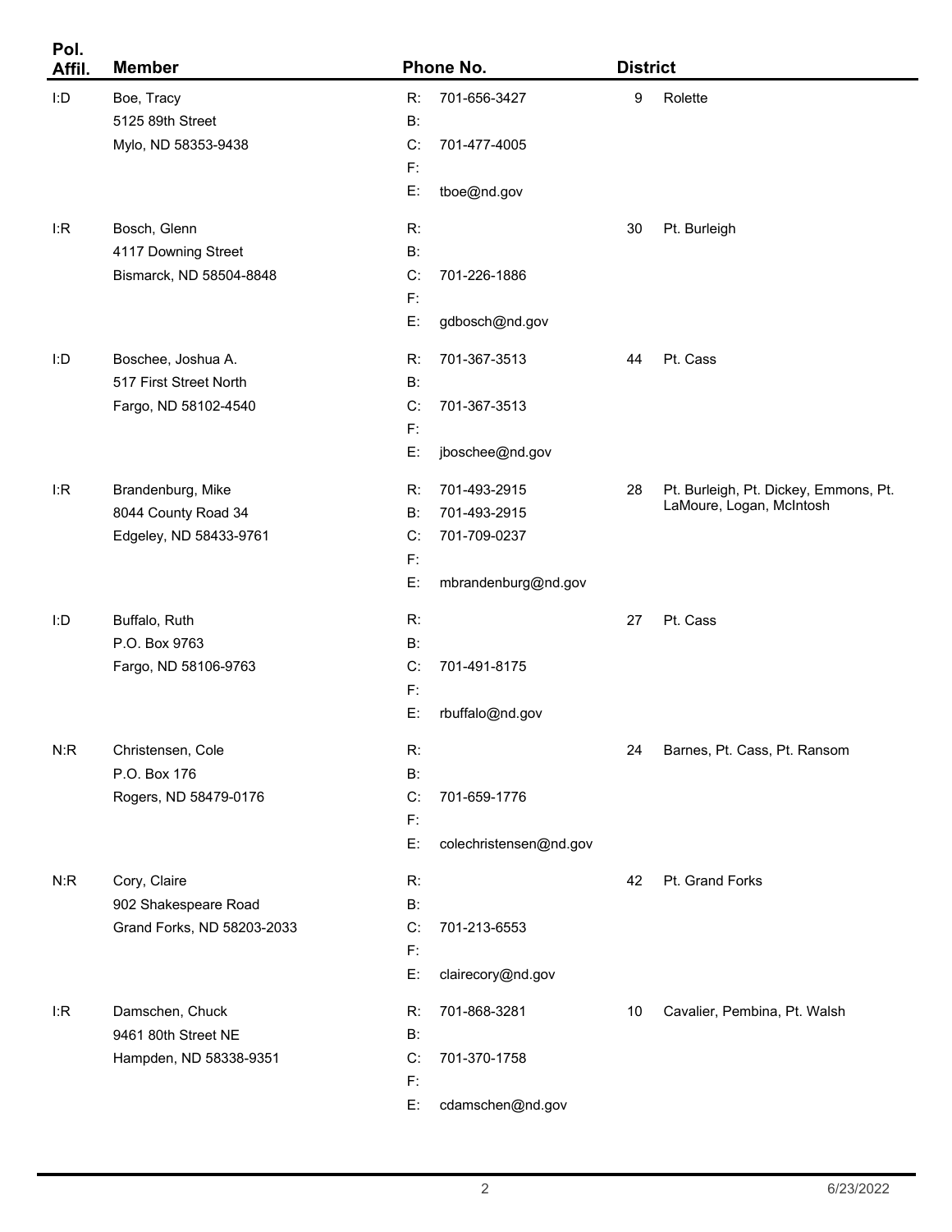| Pol. Affil. | Member | Phone No. | District | |
|---|---|---|---|---|
| I:D | Boe, Tracy<br>5125 89th Street<br>Mylo, ND 58353-9438 | R: 701-656-3427<br>B:<br>C: 701-477-4005<br>F:<br>E: tboe@nd.gov | 9 | Rolette |
| I:R | Bosch, Glenn<br>4117 Downing Street<br>Bismarck, ND 58504-8848 | R:<br>B:<br>C: 701-226-1886<br>F:<br>E: gdbosch@nd.gov | 30 | Pt. Burleigh |
| I:D | Boschee, Joshua A.<br>517 First Street North<br>Fargo, ND 58102-4540 | R: 701-367-3513<br>B:<br>C: 701-367-3513<br>F:<br>E: jboschee@nd.gov | 44 | Pt. Cass |
| I:R | Brandenburg, Mike<br>8044 County Road 34<br>Edgeley, ND 58433-9761 | R: 701-493-2915<br>B: 701-493-2915<br>C: 701-709-0237<br>F:<br>E: mbrandenburg@nd.gov | 28 | Pt. Burleigh, Pt. Dickey, Emmons, Pt. LaMoure, Logan, McIntosh |
| I:D | Buffalo, Ruth<br>P.O. Box 9763<br>Fargo, ND 58106-9763 | R:<br>B:<br>C: 701-491-8175<br>F:<br>E: rbuffalo@nd.gov | 27 | Pt. Cass |
| N:R | Christensen, Cole<br>P.O. Box 176<br>Rogers, ND 58479-0176 | R:<br>B:<br>C: 701-659-1776<br>F:<br>E: colechristensen@nd.gov | 24 | Barnes, Pt. Cass, Pt. Ransom |
| N:R | Cory, Claire<br>902 Shakespeare Road<br>Grand Forks, ND 58203-2033 | R:<br>B:<br>C: 701-213-6553<br>F:<br>E: clairecory@nd.gov | 42 | Pt. Grand Forks |
| I:R | Damschen, Chuck<br>9461 80th Street NE<br>Hampden, ND 58338-9351 | R: 701-868-3281<br>B:<br>C: 701-370-1758<br>F:<br>E: cdamschen@nd.gov | 10 | Cavalier, Pembina, Pt. Walsh |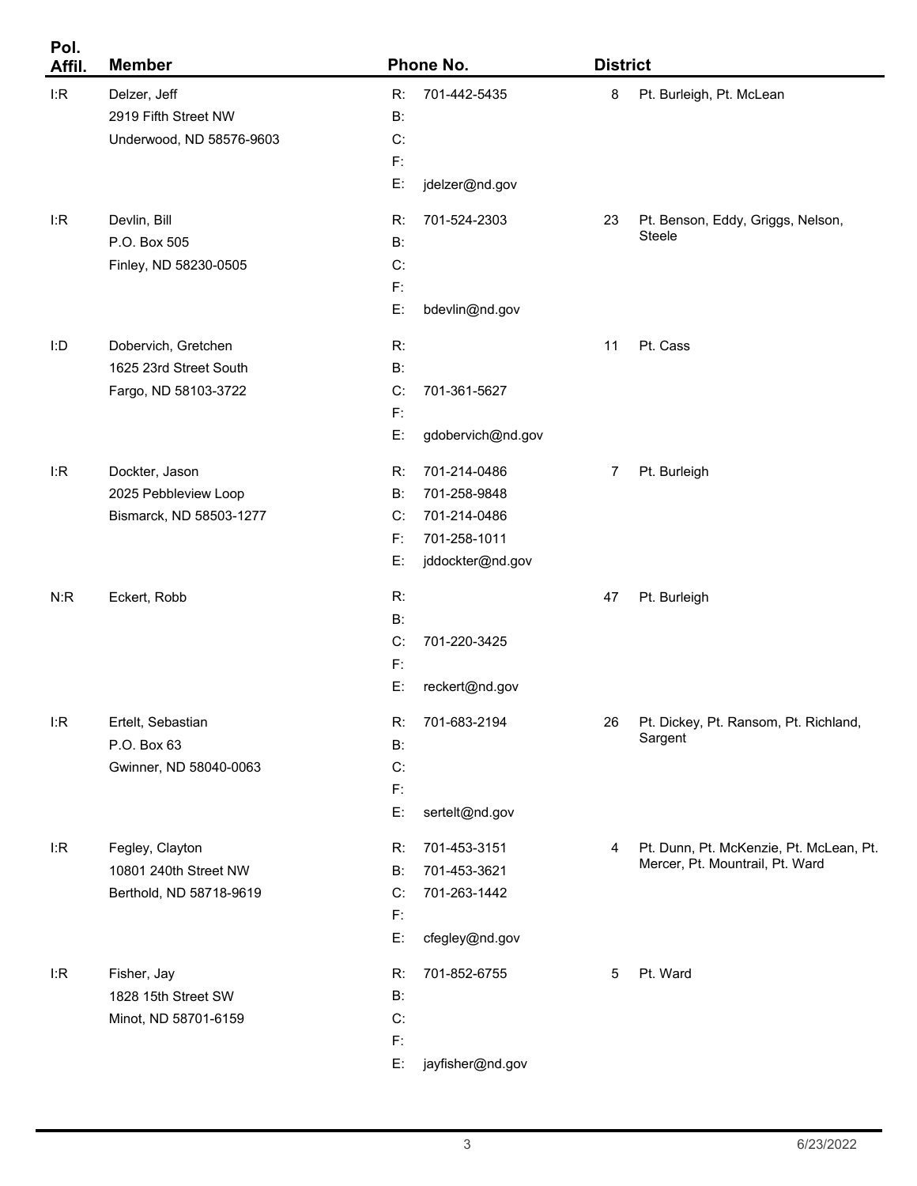| Pol. Affil. | Member | Phone No. | District | |
|---|---|---|---|---|
| I:R | Delzer, Jeff<br>2919 Fifth Street NW<br>Underwood, ND 58576-9603 | R: 701-442-5435<br>B:<br>C:<br>F:<br>E: jdelzer@nd.gov | 8 | Pt. Burleigh, Pt. McLean |
| I:R | Devlin, Bill<br>P.O. Box 505<br>Finley, ND 58230-0505 | R: 701-524-2303<br>B:<br>C:<br>F:<br>E: bdevlin@nd.gov | 23 | Pt. Benson, Eddy, Griggs, Nelson, Steele |
| I:D | Dobervich, Gretchen<br>1625 23rd Street South<br>Fargo, ND 58103-3722 | R:<br>B:<br>C: 701-361-5627<br>F:<br>E: gdobervich@nd.gov | 11 | Pt. Cass |
| I:R | Dockter, Jason<br>2025 Pebbleview Loop<br>Bismarck, ND 58503-1277 | R: 701-214-0486<br>B: 701-258-9848<br>C: 701-214-0486<br>F: 701-258-1011<br>E: jddockter@nd.gov | 7 | Pt. Burleigh |
| N:R | Eckert, Robb | R:<br>B:<br>C: 701-220-3425<br>F:<br>E: reckert@nd.gov | 47 | Pt. Burleigh |
| I:R | Ertelt, Sebastian<br>P.O. Box 63<br>Gwinner, ND 58040-0063 | R: 701-683-2194<br>B:<br>C:<br>F:<br>E: sertelt@nd.gov | 26 | Pt. Dickey, Pt. Ransom, Pt. Richland, Sargent |
| I:R | Fegley, Clayton<br>10801 240th Street NW<br>Berthold, ND 58718-9619 | R: 701-453-3151<br>B: 701-453-3621<br>C: 701-263-1442<br>F:<br>E: cfegley@nd.gov | 4 | Pt. Dunn, Pt. McKenzie, Pt. McLean, Pt. Mercer, Pt. Mountrail, Pt. Ward |
| I:R | Fisher, Jay<br>1828 15th Street SW<br>Minot, ND 58701-6159 | R: 701-852-6755<br>B:<br>C:<br>F:<br>E: jayfisher@nd.gov | 5 | Pt. Ward |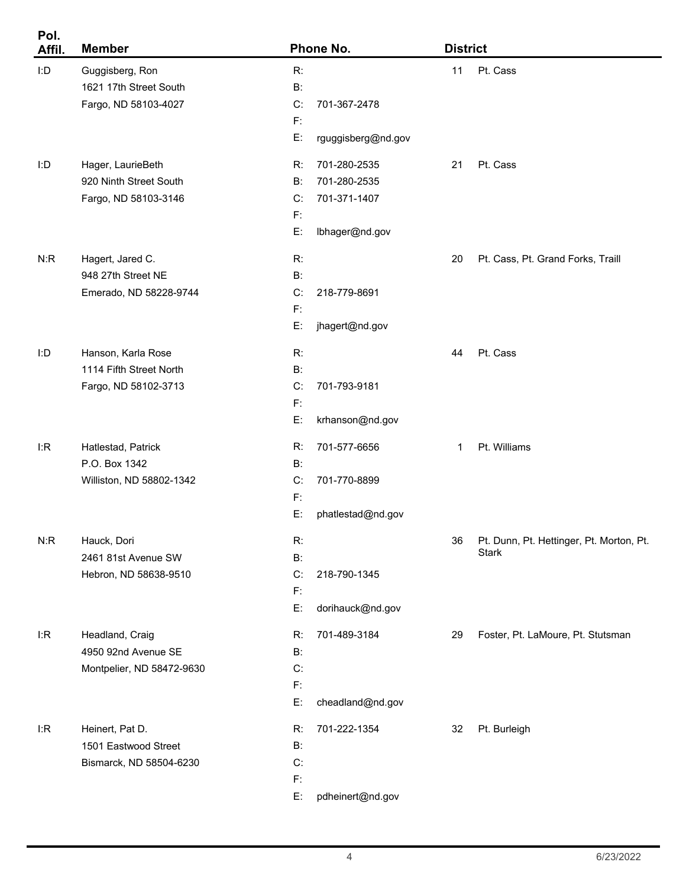| Pol. Affil. | Member | Phone No. | District | |
|---|---|---|---|---|
| I:D | Guggisberg, Ron<br>1621 17th Street South<br>Fargo, ND 58103-4027 | R:<br>B:<br>C: 701-367-2478<br>F:<br>E: rguggisberg@nd.gov | 11 | Pt. Cass |
| I:D | Hager, LaurieBeth<br>920 Ninth Street South<br>Fargo, ND 58103-3146 | R: 701-280-2535<br>B: 701-280-2535<br>C: 701-371-1407<br>F:<br>E: lbhager@nd.gov | 21 | Pt. Cass |
| N:R | Hagert, Jared C.<br>948 27th Street NE<br>Emerado, ND 58228-9744 | R:<br>B:<br>C: 218-779-8691<br>F:<br>E: jhagert@nd.gov | 20 | Pt. Cass, Pt. Grand Forks, Traill |
| I:D | Hanson, Karla Rose<br>1114 Fifth Street North<br>Fargo, ND 58102-3713 | R:<br>B:<br>C: 701-793-9181<br>F:<br>E: krhanson@nd.gov | 44 | Pt. Cass |
| I:R | Hatlestad, Patrick<br>P.O. Box 1342<br>Williston, ND 58802-1342 | R: 701-577-6656<br>B:<br>C: 701-770-8899<br>F:<br>E: phatlestad@nd.gov | 1 | Pt. Williams |
| N:R | Hauck, Dori<br>2461 81st Avenue SW<br>Hebron, ND 58638-9510 | R:<br>B:<br>C: 218-790-1345<br>F:<br>E: dorihauck@nd.gov | 36 | Pt. Dunn, Pt. Hettinger, Pt. Morton, Pt. Stark |
| I:R | Headland, Craig<br>4950 92nd Avenue SE<br>Montpelier, ND 58472-9630 | R: 701-489-3184<br>B:<br>C:<br>F:<br>E: cheadland@nd.gov | 29 | Foster, Pt. LaMoure, Pt. Stutsman |
| I:R | Heinert, Pat D.<br>1501 Eastwood Street<br>Bismarck, ND 58504-6230 | R: 701-222-1354<br>B:<br>C:<br>F:<br>E: pdheinert@nd.gov | 32 | Pt. Burleigh |

6/23/2022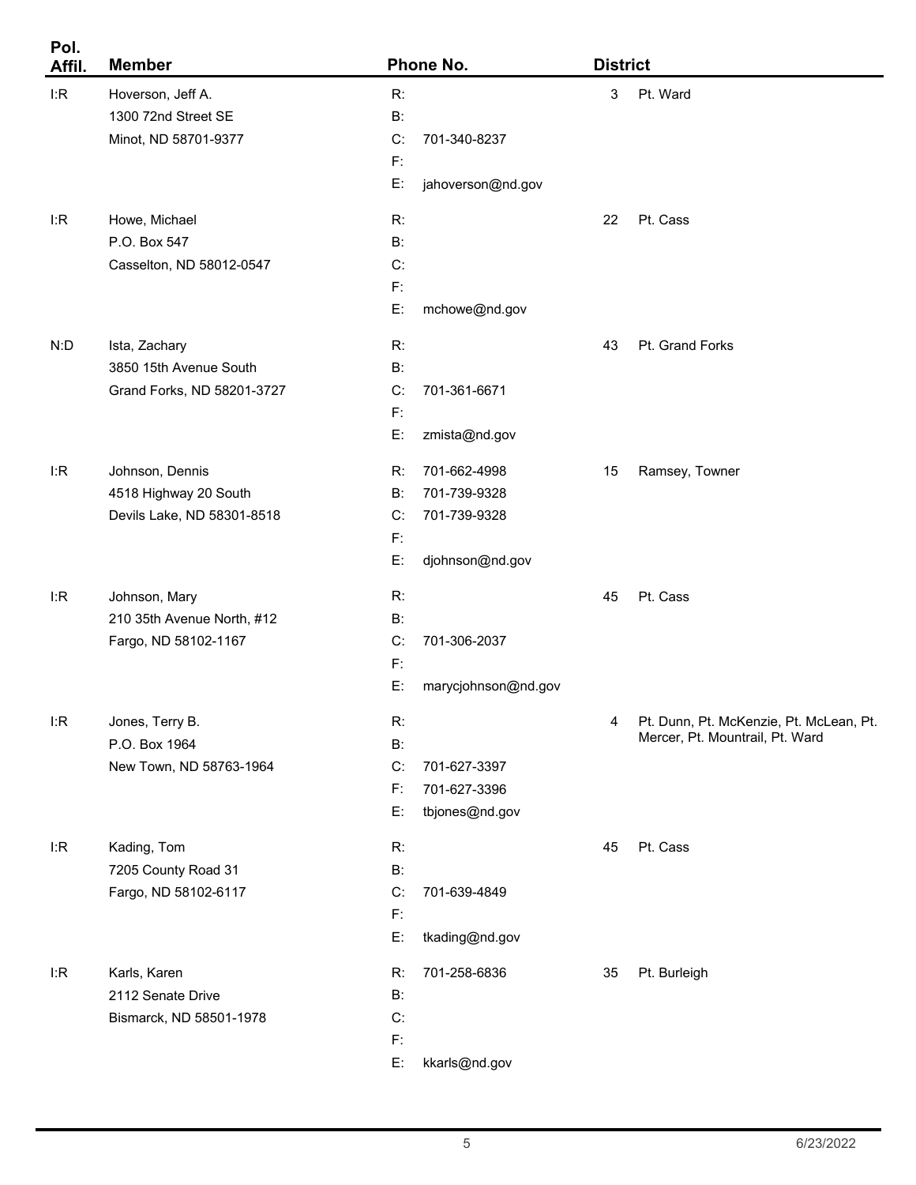| Pol. Affil. | Member | Phone No. | District |
|---|---|---|---|
| I:R | Hoverson, Jeff A.<br>1300 72nd Street SE<br>Minot, ND 58701-9377 | R:<br>B:<br>C: 701-340-8237<br>F:<br>E: jahoverson@nd.gov | 3 Pt. Ward |
| I:R | Howe, Michael<br>P.O. Box 547<br>Casselton, ND 58012-0547 | R:<br>B:<br>C:<br>F:<br>E: mchowe@nd.gov | 22 Pt. Cass |
| N:D | Ista, Zachary<br>3850 15th Avenue South<br>Grand Forks, ND 58201-3727 | R:<br>B:<br>C: 701-361-6671<br>F:<br>E: zmista@nd.gov | 43 Pt. Grand Forks |
| I:R | Johnson, Dennis<br>4518 Highway 20 South<br>Devils Lake, ND 58301-8518 | R: 701-662-4998<br>B: 701-739-9328<br>C: 701-739-9328<br>F:<br>E: djohnson@nd.gov | 15 Ramsey, Towner |
| I:R | Johnson, Mary<br>210 35th Avenue North, #12<br>Fargo, ND 58102-1167 | R:<br>B:<br>C: 701-306-2037<br>F:<br>E: marycjohnson@nd.gov | 45 Pt. Cass |
| I:R | Jones, Terry B.<br>P.O. Box 1964<br>New Town, ND 58763-1964 | R:<br>B:<br>C: 701-627-3397<br>F: 701-627-3396<br>E: tbjones@nd.gov | 4 Pt. Dunn, Pt. McKenzie, Pt. McLean, Pt. Mercer, Pt. Mountrail, Pt. Ward |
| I:R | Kading, Tom<br>7205 County Road 31<br>Fargo, ND 58102-6117 | R:<br>B:<br>C: 701-639-4849<br>F:<br>E: tkading@nd.gov | 45 Pt. Cass |
| I:R | Karls, Karen<br>2112 Senate Drive<br>Bismarck, ND 58501-1978 | R: 701-258-6836<br>B:<br>C:<br>F:<br>E: kkarls@nd.gov | 35 Pt. Burleigh |

6/23/2022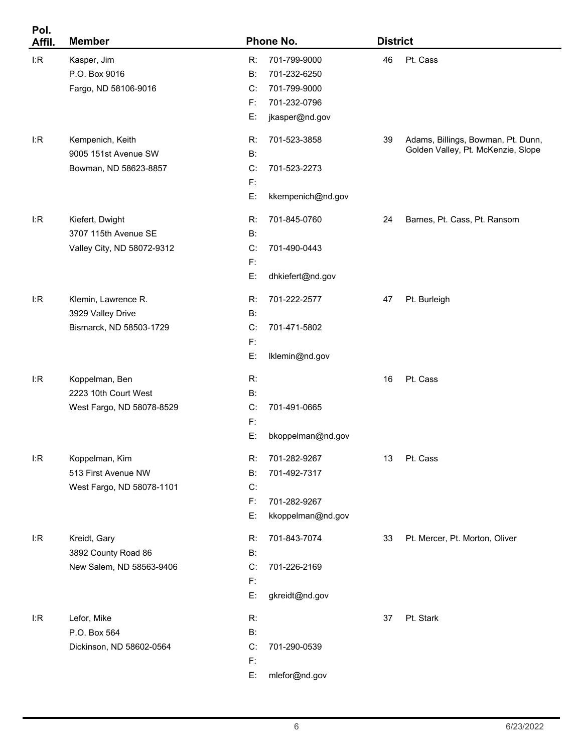| Pol. Affil. | Member | Phone No. | District | |
|---|---|---|---|---|
| I:R | Kasper, Jim<br>P.O. Box 9016<br>Fargo, ND 58106-9016 | R: 701-799-9000<br>B: 701-232-6250<br>C: 701-799-9000<br>F: 701-232-0796<br>E: jkasper@nd.gov | 46 | Pt. Cass |
| I:R | Kempenich, Keith<br>9005 151st Avenue SW<br>Bowman, ND 58623-8857 | R: 701-523-3858<br>B:<br>C: 701-523-2273<br>F:<br>E: kkempenich@nd.gov | 39 | Adams, Billings, Bowman, Pt. Dunn, Golden Valley, Pt. McKenzie, Slope |
| I:R | Kiefert, Dwight<br>3707 115th Avenue SE<br>Valley City, ND 58072-9312 | R: 701-845-0760<br>B:<br>C: 701-490-0443<br>F:<br>E: dhkiefert@nd.gov | 24 | Barnes, Pt. Cass, Pt. Ransom |
| I:R | Klemin, Lawrence R.<br>3929 Valley Drive<br>Bismarck, ND 58503-1729 | R: 701-222-2577<br>B:<br>C: 701-471-5802<br>F:<br>E: lklemin@nd.gov | 47 | Pt. Burleigh |
| I:R | Koppelman, Ben<br>2223 10th Court West<br>West Fargo, ND 58078-8529 | R:<br>B:<br>C: 701-491-0665<br>F:<br>E: bkoppelman@nd.gov | 16 | Pt. Cass |
| I:R | Koppelman, Kim<br>513 First Avenue NW<br>West Fargo, ND 58078-1101 | R: 701-282-9267<br>B: 701-492-7317<br>C:<br>F: 701-282-9267<br>E: kkoppelman@nd.gov | 13 | Pt. Cass |
| I:R | Kreidt, Gary<br>3892 County Road 86<br>New Salem, ND 58563-9406 | R: 701-843-7074<br>B:<br>C: 701-226-2169<br>F:<br>E: gkreidt@nd.gov | 33 | Pt. Mercer, Pt. Morton, Oliver |
| I:R | Lefor, Mike<br>P.O. Box 564<br>Dickinson, ND 58602-0564 | R:<br>B:<br>C: 701-290-0539<br>F:<br>E: mlefor@nd.gov | 37 | Pt. Stark |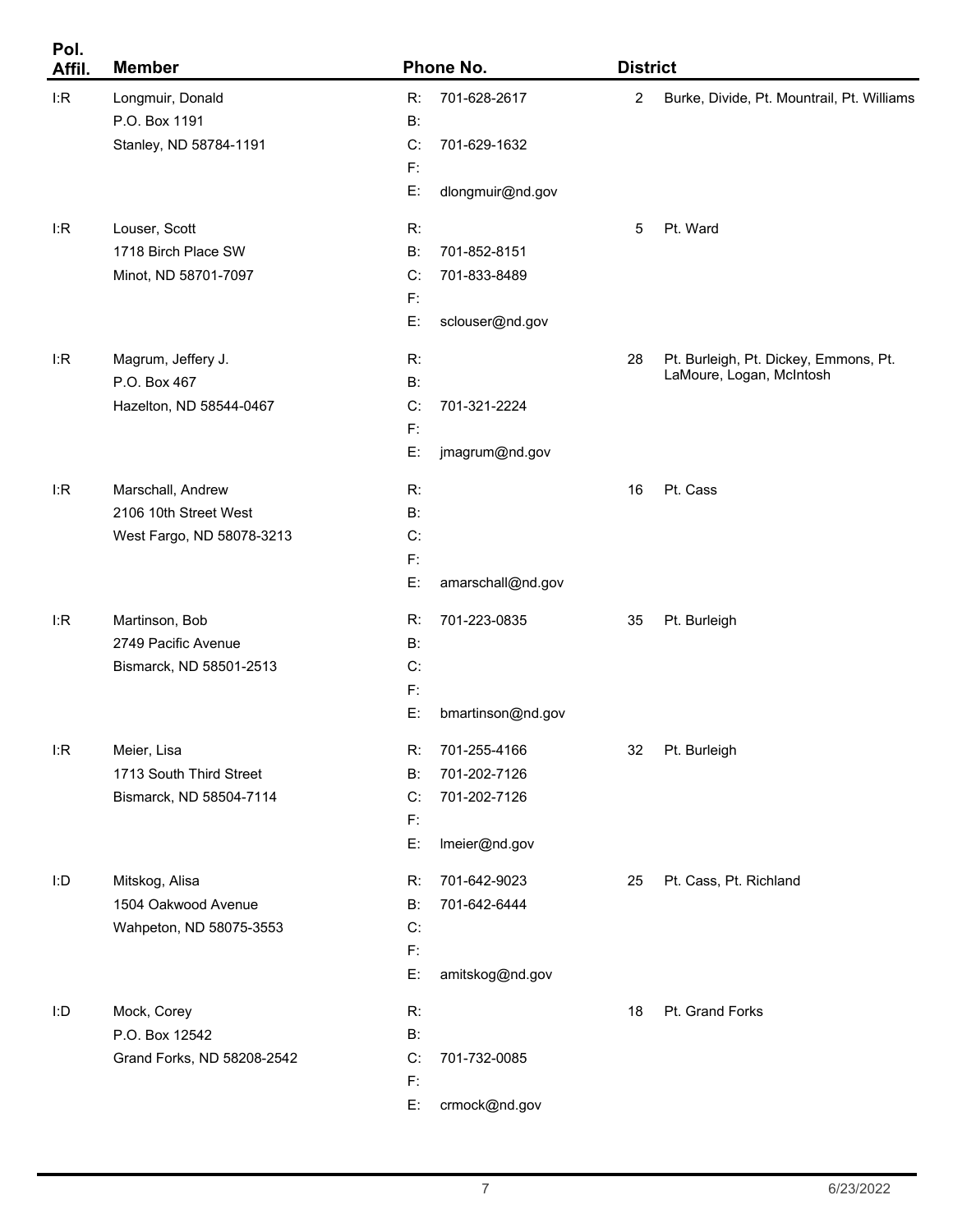| Pol. Affil. | Member | Phone No. | District | |
|---|---|---|---|---|
| I:R | Longmuir, Donald<br>P.O. Box 1191<br>Stanley, ND 58784-1191 | R: 701-628-2617<br>B:<br>C: 701-629-1632<br>F:<br>E: dlongmuir@nd.gov | 2 | Burke, Divide, Pt. Mountrail, Pt. Williams |
| I:R | Louser, Scott<br>1718 Birch Place SW<br>Minot, ND 58701-7097 | R:<br>B: 701-852-8151<br>C: 701-833-8489<br>F:<br>E: sclouser@nd.gov | 5 | Pt. Ward |
| I:R | Magrum, Jeffery J.<br>P.O. Box 467<br>Hazelton, ND 58544-0467 | R:<br>B:<br>C: 701-321-2224<br>F:<br>E: jmagrum@nd.gov | 28 | Pt. Burleigh, Pt. Dickey, Emmons, Pt. LaMoure, Logan, McIntosh |
| I:R | Marschall, Andrew<br>2106 10th Street West<br>West Fargo, ND 58078-3213 | R:<br>B:<br>C:<br>F:<br>E: amarschall@nd.gov | 16 | Pt. Cass |
| I:R | Martinson, Bob<br>2749 Pacific Avenue<br>Bismarck, ND 58501-2513 | R: 701-223-0835<br>B:<br>C:<br>F:<br>E: bmartinson@nd.gov | 35 | Pt. Burleigh |
| I:R | Meier, Lisa<br>1713 South Third Street<br>Bismarck, ND 58504-7114 | R: 701-255-4166<br>B: 701-202-7126<br>C: 701-202-7126<br>F:<br>E: lmeier@nd.gov | 32 | Pt. Burleigh |
| I:D | Mitskog, Alisa<br>1504 Oakwood Avenue<br>Wahpeton, ND 58075-3553 | R: 701-642-9023<br>B: 701-642-6444<br>C:<br>F:<br>E: amitskog@nd.gov | 25 | Pt. Cass, Pt. Richland |
| I:D | Mock, Corey<br>P.O. Box 12542<br>Grand Forks, ND 58208-2542 | R:<br>B:<br>C: 701-732-0085<br>F:<br>E: crmock@nd.gov | 18 | Pt. Grand Forks |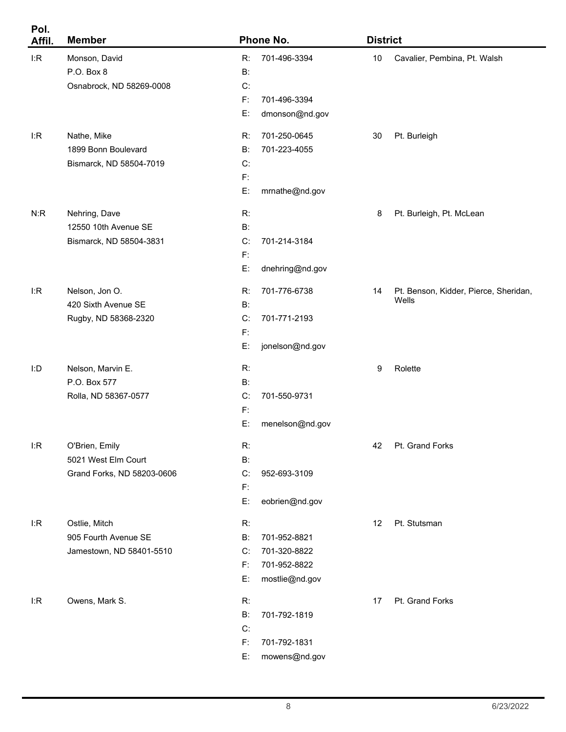| Pol. Affil. | Member | Phone No. | District | |
|---|---|---|---|---|
| I:R | Monson, David<br>P.O. Box 8<br>Osnabrock, ND 58269-0008 | R: 701-496-3394<br>B:<br>C:<br>F: 701-496-3394<br>E: dmonson@nd.gov | 10 | Cavalier, Pembina, Pt. Walsh |
| I:R | Nathe, Mike<br>1899 Bonn Boulevard<br>Bismarck, ND 58504-7019 | R: 701-250-0645<br>B: 701-223-4055<br>C:<br>F:<br>E: mrnathe@nd.gov | 30 | Pt. Burleigh |
| N:R | Nehring, Dave<br>12550 10th Avenue SE<br>Bismarck, ND 58504-3831 | R:<br>B:<br>C: 701-214-3184<br>F:<br>E: dnehring@nd.gov | 8 | Pt. Burleigh, Pt. McLean |
| I:R | Nelson, Jon O.<br>420 Sixth Avenue SE<br>Rugby, ND 58368-2320 | R: 701-776-6738<br>B:<br>C: 701-771-2193<br>F:<br>E: jonelson@nd.gov | 14 | Pt. Benson, Kidder, Pierce, Sheridan, Wells |
| I:D | Nelson, Marvin E.<br>P.O. Box 577<br>Rolla, ND 58367-0577 | R:<br>B:<br>C: 701-550-9731<br>F:<br>E: menelson@nd.gov | 9 | Rolette |
| I:R | O'Brien, Emily<br>5021 West Elm Court<br>Grand Forks, ND 58203-0606 | R:<br>B:<br>C: 952-693-3109<br>F:<br>E: eobrien@nd.gov | 42 | Pt. Grand Forks |
| I:R | Ostlie, Mitch<br>905 Fourth Avenue SE<br>Jamestown, ND 58401-5510 | R:<br>B: 701-952-8821<br>C: 701-320-8822<br>F: 701-952-8822<br>E: mostlie@nd.gov | 12 | Pt. Stutsman |
| I:R | Owens, Mark S. | R:<br>B: 701-792-1819<br>C:<br>F: 701-792-1831<br>E: mowens@nd.gov | 17 | Pt. Grand Forks |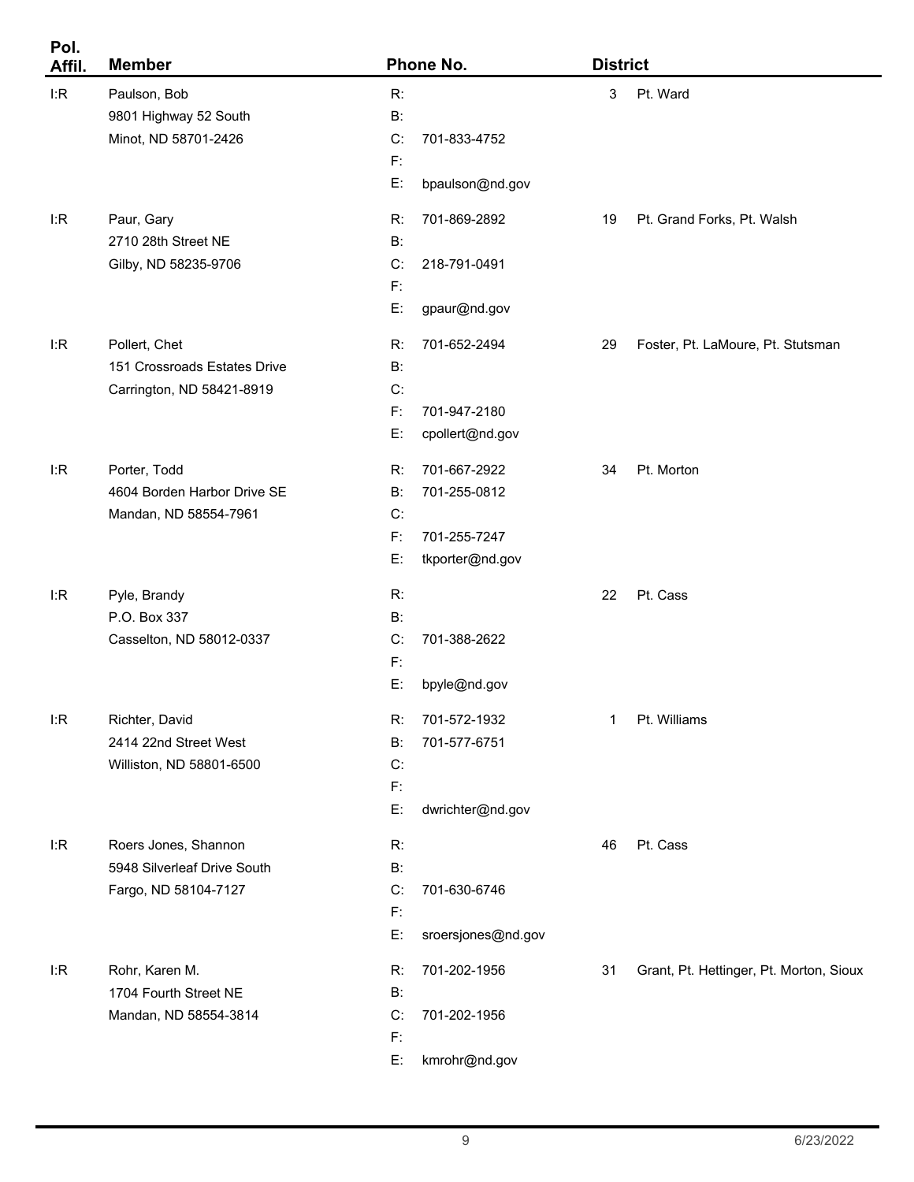| Pol. Affil. | Member | Phone No. | District | |
|---|---|---|---|---|
| I:R | Paulson, Bob<br>9801 Highway 52 South<br>Minot, ND 58701-2426 | R:<br>B:<br>C: 701-833-4752<br>F:<br>E: bpaulson@nd.gov | 3 | Pt. Ward |
| I:R | Paur, Gary<br>2710 28th Street NE<br>Gilby, ND 58235-9706 | R: 701-869-2892<br>B:<br>C: 218-791-0491<br>F:<br>E: gpaur@nd.gov | 19 | Pt. Grand Forks, Pt. Walsh |
| I:R | Pollert, Chet<br>151 Crossroads Estates Drive<br>Carrington, ND 58421-8919 | R: 701-652-2494<br>B:<br>C:<br>F: 701-947-2180<br>E: cpollert@nd.gov | 29 | Foster, Pt. LaMoure, Pt. Stutsman |
| I:R | Porter, Todd<br>4604 Borden Harbor Drive SE<br>Mandan, ND 58554-7961 | R: 701-667-2922<br>B: 701-255-0812<br>C:<br>F: 701-255-7247<br>E: tkporter@nd.gov | 34 | Pt. Morton |
| I:R | Pyle, Brandy<br>P.O. Box 337<br>Casselton, ND 58012-0337 | R:<br>B:<br>C: 701-388-2622<br>F:<br>E: bpyle@nd.gov | 22 | Pt. Cass |
| I:R | Richter, David<br>2414 22nd Street West<br>Williston, ND 58801-6500 | R: 701-572-1932<br>B: 701-577-6751<br>C:<br>F:<br>E: dwrichter@nd.gov | 1 | Pt. Williams |
| I:R | Roers Jones, Shannon<br>5948 Silverleaf Drive South<br>Fargo, ND 58104-7127 | R:<br>B:<br>C: 701-630-6746<br>F:<br>E: sroersjones@nd.gov | 46 | Pt. Cass |
| I:R | Rohr, Karen M.<br>1704 Fourth Street NE<br>Mandan, ND 58554-3814 | R: 701-202-1956<br>B:<br>C: 701-202-1956<br>F:<br>E: kmrohr@nd.gov | 31 | Grant, Pt. Hettinger, Pt. Morton, Sioux |

6/23/2022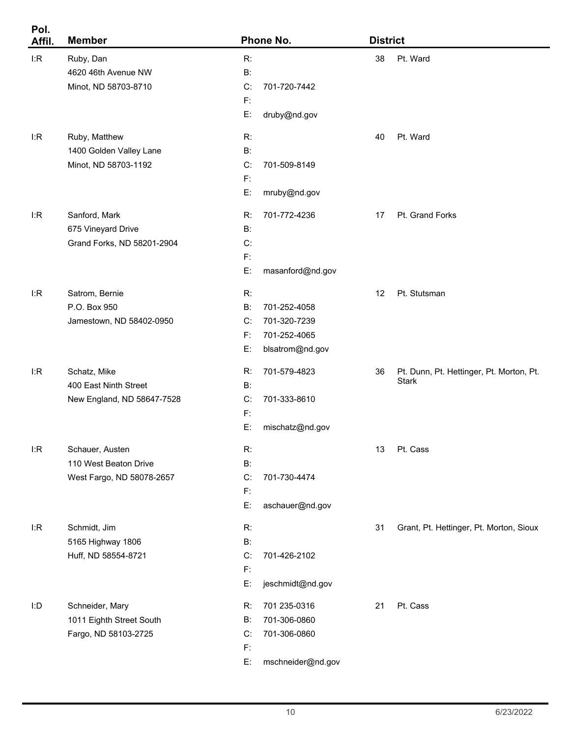| Pol. Affil. | Member | Phone No. | District | |
|---|---|---|---|---|
| I:R | Ruby, Dan<br>4620 46th Avenue NW<br>Minot, ND 58703-8710 | R:<br>B:<br>C: 701-720-7442<br>F:<br>E: druby@nd.gov | 38 | Pt. Ward |
| I:R | Ruby, Matthew<br>1400 Golden Valley Lane<br>Minot, ND 58703-1192 | R:<br>B:<br>C: 701-509-8149<br>F:<br>E: mruby@nd.gov | 40 | Pt. Ward |
| I:R | Sanford, Mark<br>675 Vineyard Drive<br>Grand Forks, ND 58201-2904 | R: 701-772-4236<br>B:<br>C:<br>F:<br>E: masanford@nd.gov | 17 | Pt. Grand Forks |
| I:R | Satrom, Bernie<br>P.O. Box 950<br>Jamestown, ND 58402-0950 | R:<br>B: 701-252-4058<br>C: 701-320-7239<br>F: 701-252-4065<br>E: blsatrom@nd.gov | 12 | Pt. Stutsman |
| I:R | Schatz, Mike<br>400 East Ninth Street<br>New England, ND 58647-7528 | R: 701-579-4823<br>B:<br>C: 701-333-8610<br>F:<br>E: mischatz@nd.gov | 36 | Pt. Dunn, Pt. Hettinger, Pt. Morton, Pt. Stark |
| I:R | Schauer, Austen<br>110 West Beaton Drive<br>West Fargo, ND 58078-2657 | R:<br>B:<br>C: 701-730-4474<br>F:<br>E: aschauer@nd.gov | 13 | Pt. Cass |
| I:R | Schmidt, Jim<br>5165 Highway 1806<br>Huff, ND 58554-8721 | R:<br>B:<br>C: 701-426-2102<br>F:<br>E: jeschmidt@nd.gov | 31 | Grant, Pt. Hettinger, Pt. Morton, Sioux |
| I:D | Schneider, Mary<br>1011 Eighth Street South<br>Fargo, ND 58103-2725 | R: 701 235-0316<br>B: 701-306-0860<br>C: 701-306-0860<br>F:<br>E: mschneider@nd.gov | 21 | Pt. Cass |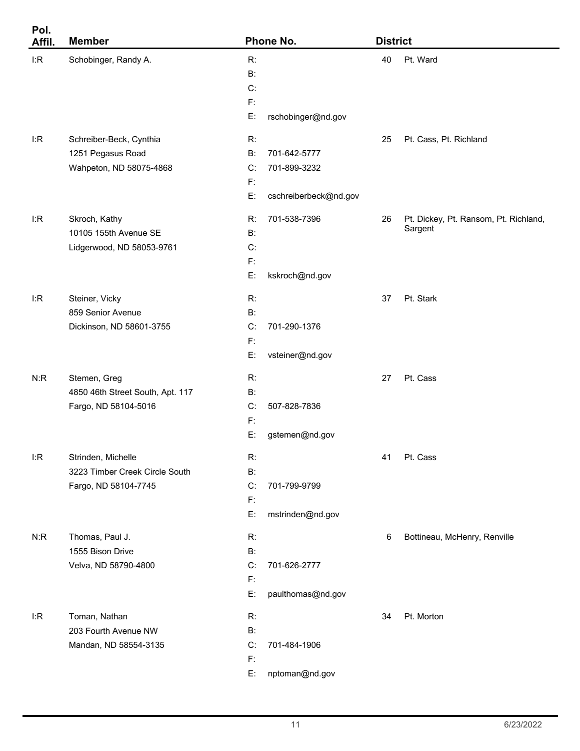| Pol. Affil. | Member | Phone No. | District | |
|---|---|---|---|---|
| I:R | Schobinger, Randy A. | R:<br>B:<br>C:<br>F:<br>E: rschobinger@nd.gov | 40 | Pt. Ward |
| I:R | Schreiber-Beck, Cynthia<br>1251 Pegasus Road<br>Wahpeton, ND 58075-4868 | R:<br>B: 701-642-5777<br>C: 701-899-3232<br>F:<br>E: cschreiberbeck@nd.gov | 25 | Pt. Cass, Pt. Richland |
| I:R | Skroch, Kathy<br>10105 155th Avenue SE<br>Lidgerwood, ND 58053-9761 | R: 701-538-7396<br>B:<br>C:<br>F:<br>E: kskroch@nd.gov | 26 | Pt. Dickey, Pt. Ransom, Pt. Richland, Sargent |
| I:R | Steiner, Vicky<br>859 Senior Avenue<br>Dickinson, ND 58601-3755 | R:<br>B:<br>C: 701-290-1376<br>F:<br>E: vsteiner@nd.gov | 37 | Pt. Stark |
| N:R | Stemen, Greg<br>4850 46th Street South, Apt. 117<br>Fargo, ND 58104-5016 | R:<br>B:<br>C: 507-828-7836<br>F:<br>E: gstemen@nd.gov | 27 | Pt. Cass |
| I:R | Strinden, Michelle<br>3223 Timber Creek Circle South<br>Fargo, ND 58104-7745 | R:<br>B:<br>C: 701-799-9799<br>F:<br>E: mstrinden@nd.gov | 41 | Pt. Cass |
| N:R | Thomas, Paul J.<br>1555 Bison Drive<br>Velva, ND 58790-4800 | R:<br>B:<br>C: 701-626-2777<br>F:<br>E: paulthomas@nd.gov | 6 | Bottineau, McHenry, Renville |
| I:R | Toman, Nathan<br>203 Fourth Avenue NW<br>Mandan, ND 58554-3135 | R:<br>B:<br>C: 701-484-1906<br>F:<br>E: nptoman@nd.gov | 34 | Pt. Morton |

6/23/2022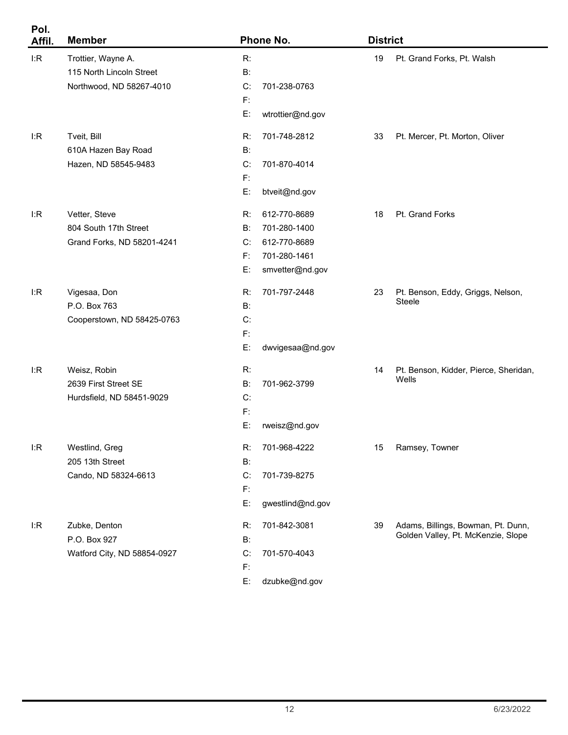| Pol. Affil. | Member | Phone No. | District | |
|---|---|---|---|---|
| I:R | Trottier, Wayne A.<br>115 North Lincoln Street<br>Northwood, ND 58267-4010 | R:<br>B:<br>C: 701-238-0763<br>F:<br>E: wtrottier@nd.gov | 19 | Pt. Grand Forks, Pt. Walsh |
| I:R | Tveit, Bill<br>610A Hazen Bay Road<br>Hazen, ND 58545-9483 | R: 701-748-2812<br>B:<br>C: 701-870-4014<br>F:<br>E: btveit@nd.gov | 33 | Pt. Mercer, Pt. Morton, Oliver |
| I:R | Vetter, Steve<br>804 South 17th Street<br>Grand Forks, ND 58201-4241 | R: 612-770-8689<br>B: 701-280-1400<br>C: 612-770-8689<br>F: 701-280-1461<br>E: smvetter@nd.gov | 18 | Pt. Grand Forks |
| I:R | Vigesaa, Don<br>P.O. Box 763<br>Cooperstown, ND 58425-0763 | R: 701-797-2448<br>B:<br>C:<br>F:<br>E: dwvigesaa@nd.gov | 23 | Pt. Benson, Eddy, Griggs, Nelson, Steele |
| I:R | Weisz, Robin<br>2639 First Street SE<br>Hurdsfield, ND 58451-9029 | R:<br>B: 701-962-3799<br>C:<br>F:<br>E: rweisz@nd.gov | 14 | Pt. Benson, Kidder, Pierce, Sheridan, Wells |
| I:R | Westlind, Greg<br>205 13th Street<br>Cando, ND 58324-6613 | R: 701-968-4222<br>B:<br>C: 701-739-8275<br>F:<br>E: gwestlind@nd.gov | 15 | Ramsey, Towner |
| I:R | Zubke, Denton<br>P.O. Box 927<br>Watford City, ND 58854-0927 | R: 701-842-3081<br>B:<br>C: 701-570-4043<br>F:<br>E: dzubke@nd.gov | 39 | Adams, Billings, Bowman, Pt. Dunn, Golden Valley, Pt. McKenzie, Slope |

6/23/2022